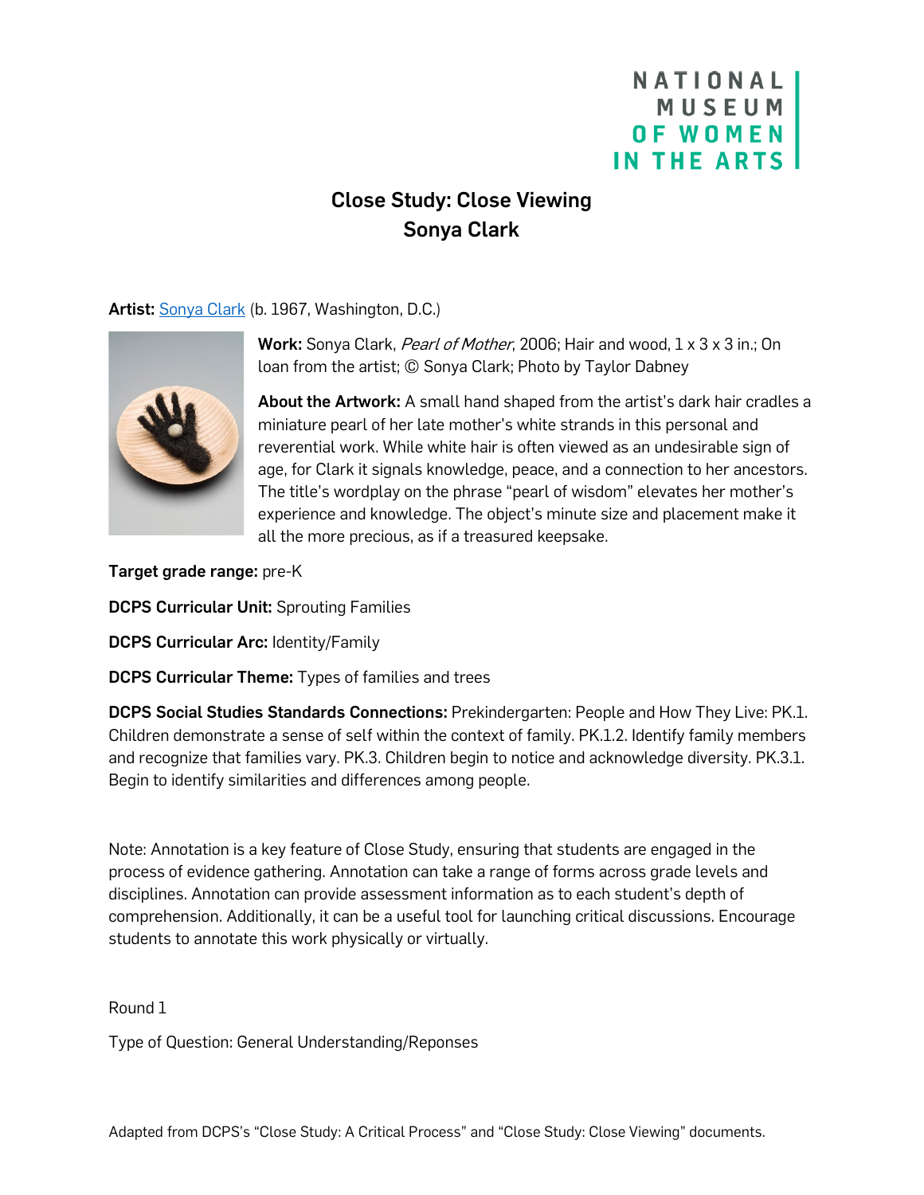NATIONAL MUSEUM OF WOMEN IN THE ARTS

# Close Study: Close Viewing
## Sonya Clark

**Artist:** Sonya Clark (b. 1967, Washington, D.C.)

**Work:** Sonya Clark, *Pearl of Mother*, 2006; Hair and wood, 1 x 3 x 3 in.; On loan from the artist; © Sonya Clark; Photo by Taylor Dabney

**About the Artwork:** A small hand shaped from the artist's dark hair cradles a miniature pearl of her late mother's white strands in this personal and reverential work. While white hair is often viewed as an undesirable sign of age, for Clark it signals knowledge, peace, and a connection to her ancestors. The title's wordplay on the phrase "pearl of wisdom" elevates her mother's experience and knowledge. The object's minute size and placement make it all the more precious, as if a treasured keepsake.

**Target grade range:** pre-K

**DCPS Curricular Unit:** Sprouting Families

**DCPS Curricular Arc:** Identity/Family

**DCPS Curricular Theme:** Types of families and trees

**DCPS Social Studies Standards Connections:** Prekindergarten: People and How They Live: PK.1. Children demonstrate a sense of self within the context of family. PK.1.2. Identify family members and recognize that families vary. PK.3. Children begin to notice and acknowledge diversity. PK.3.1. Begin to identify similarities and differences among people.

Note: Annotation is a key feature of Close Study, ensuring that students are engaged in the process of evidence gathering. Annotation can take a range of forms across grade levels and disciplines. Annotation can provide assessment information as to each student's depth of comprehension. Additionally, it can be a useful tool for launching critical discussions. Encourage students to annotate this work physically or virtually.

Round 1

Type of Question: General Understanding/Reponses

Adapted from DCPS's "Close Study: A Critical Process" and "Close Study: Close Viewing" documents.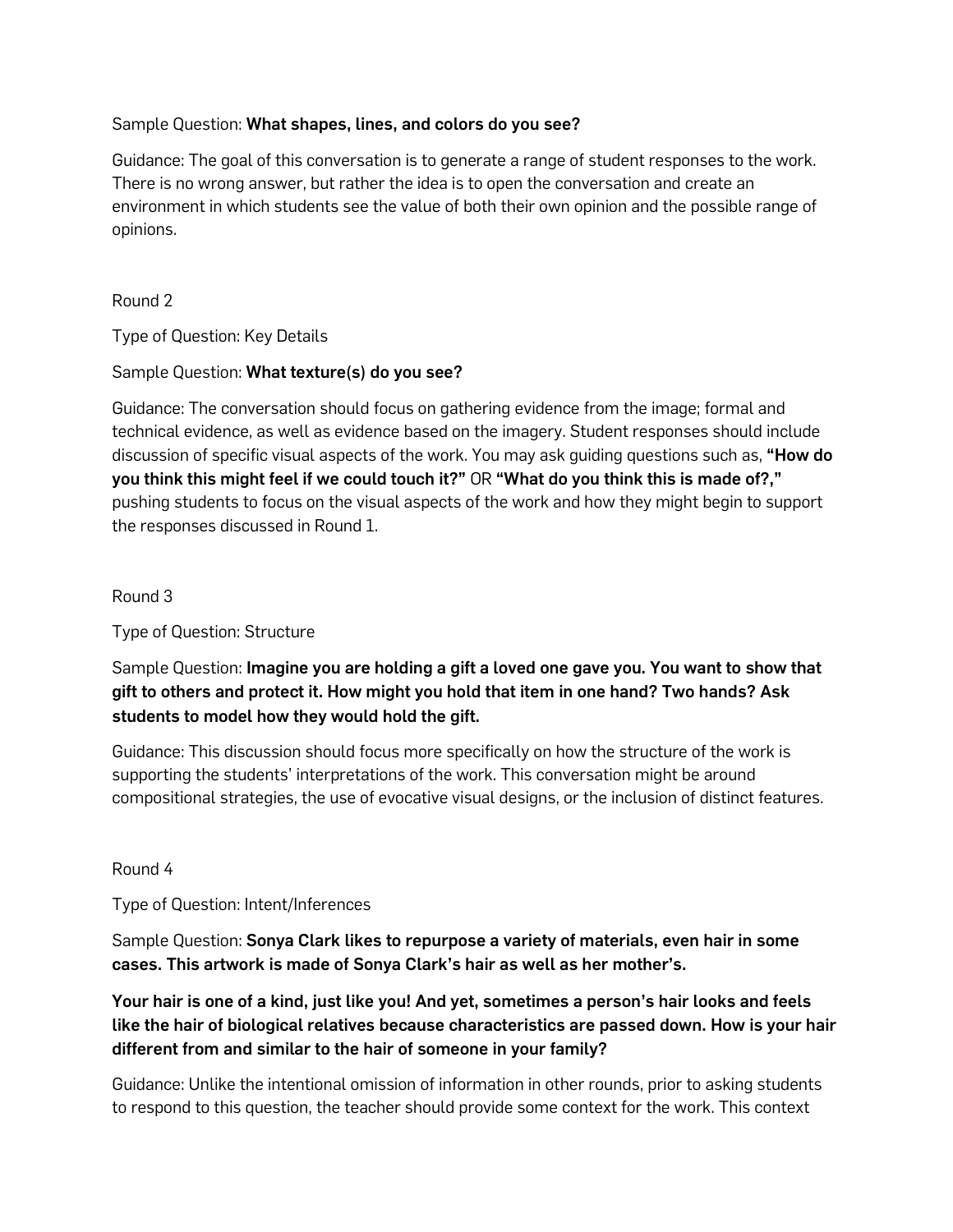Sample Question: **What shapes, lines, and colors do you see?**

Guidance: The goal of this conversation is to generate a range of student responses to the work. There is no wrong answer, but rather the idea is to open the conversation and create an environment in which students see the value of both their own opinion and the possible range of opinions.

Round 2

Type of Question: Key Details

Sample Question: **What texture(s) do you see?**

Guidance: The conversation should focus on gathering evidence from the image; formal and technical evidence, as well as evidence based on the imagery. Student responses should include discussion of specific visual aspects of the work. You may ask guiding questions such as, **"How do you think this might feel if we could touch it?"** OR **"What do you think this is made of?,"** pushing students to focus on the visual aspects of the work and how they might begin to support the responses discussed in Round 1.

Round 3

Type of Question: Structure

Sample Question: **Imagine you are holding a gift a loved one gave you. You want to show that gift to others and protect it. How might you hold that item in one hand? Two hands? Ask students to model how they would hold the gift.**

Guidance: This discussion should focus more specifically on how the structure of the work is supporting the students' interpretations of the work. This conversation might be around compositional strategies, the use of evocative visual designs, or the inclusion of distinct features.

Round 4

Type of Question: Intent/Inferences

Sample Question: **Sonya Clark likes to repurpose a variety of materials, even hair in some cases. This artwork is made of Sonya Clark's hair as well as her mother's.**

**Your hair is one of a kind, just like you! And yet, sometimes a person's hair looks and feels like the hair of biological relatives because characteristics are passed down. How is your hair different from and similar to the hair of someone in your family?**

Guidance: Unlike the intentional omission of information in other rounds, prior to asking students to respond to this question, the teacher should provide some context for the work. This context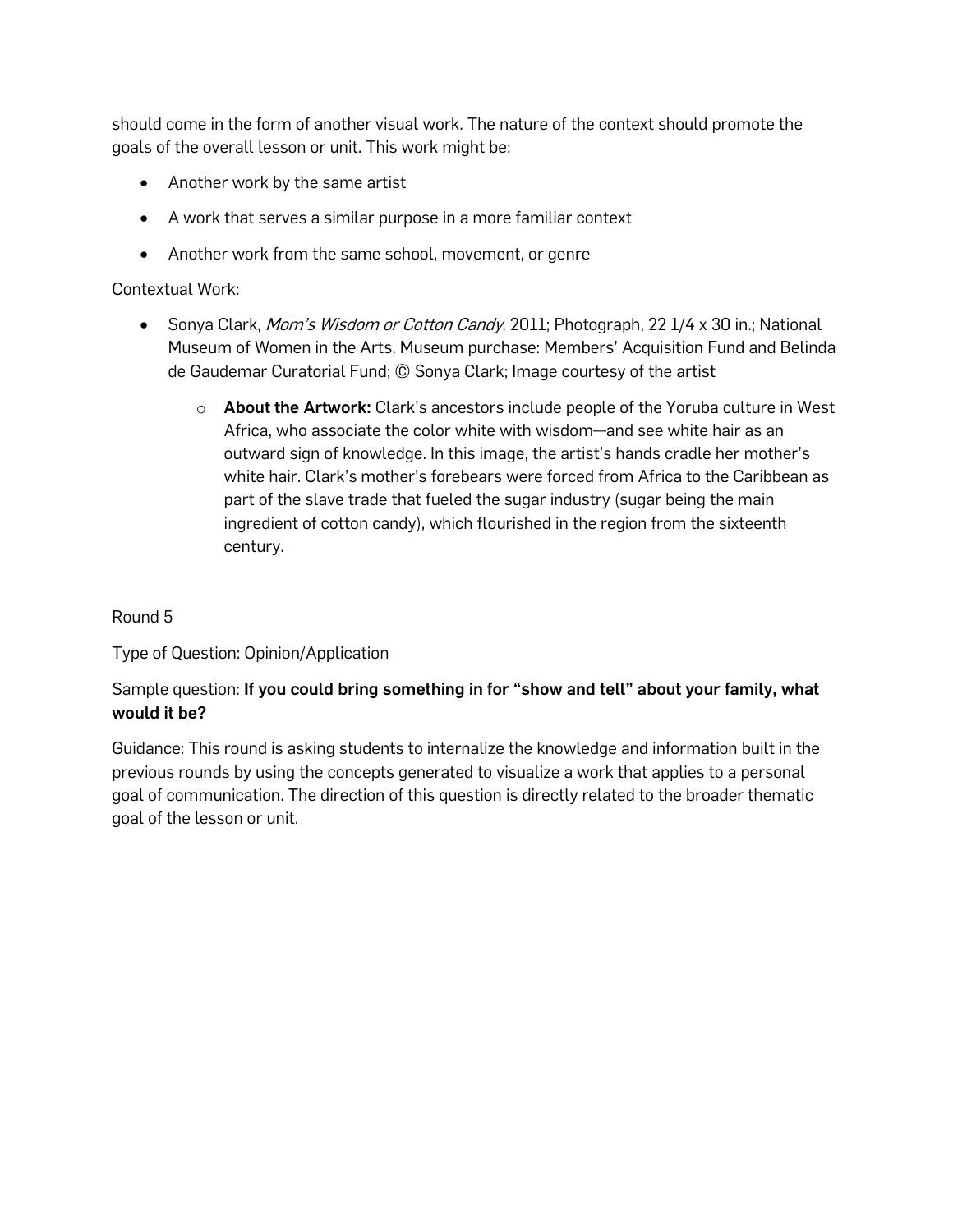should come in the form of another visual work. The nature of the context should promote the goals of the overall lesson or unit. This work might be:

- Another work by the same artist
- A work that serves a similar purpose in a more familiar context
- Another work from the same school, movement, or genre

Contextual Work:

- Sonya Clark, *Mom's Wisdom or Cotton Candy*, 2011; Photograph, 22 1/4 x 30 in.; National Museum of Women in the Arts, Museum purchase: Members' Acquisition Fund and Belinda de Gaudemar Curatorial Fund; © Sonya Clark; Image courtesy of the artist
    - **About the Artwork:** Clark's ancestors include people of the Yoruba culture in West Africa, who associate the color white with wisdom—and see white hair as an outward sign of knowledge. In this image, the artist's hands cradle her mother's white hair. Clark's mother's forebears were forced from Africa to the Caribbean as part of the slave trade that fueled the sugar industry (sugar being the main ingredient of cotton candy), which flourished in the region from the sixteenth century.

Round 5

Type of Question: Opinion/Application

Sample question: **If you could bring something in for "show and tell" about your family, what would it be?**

Guidance: This round is asking students to internalize the knowledge and information built in the previous rounds by using the concepts generated to visualize a work that applies to a personal goal of communication. The direction of this question is directly related to the broader thematic goal of the lesson or unit.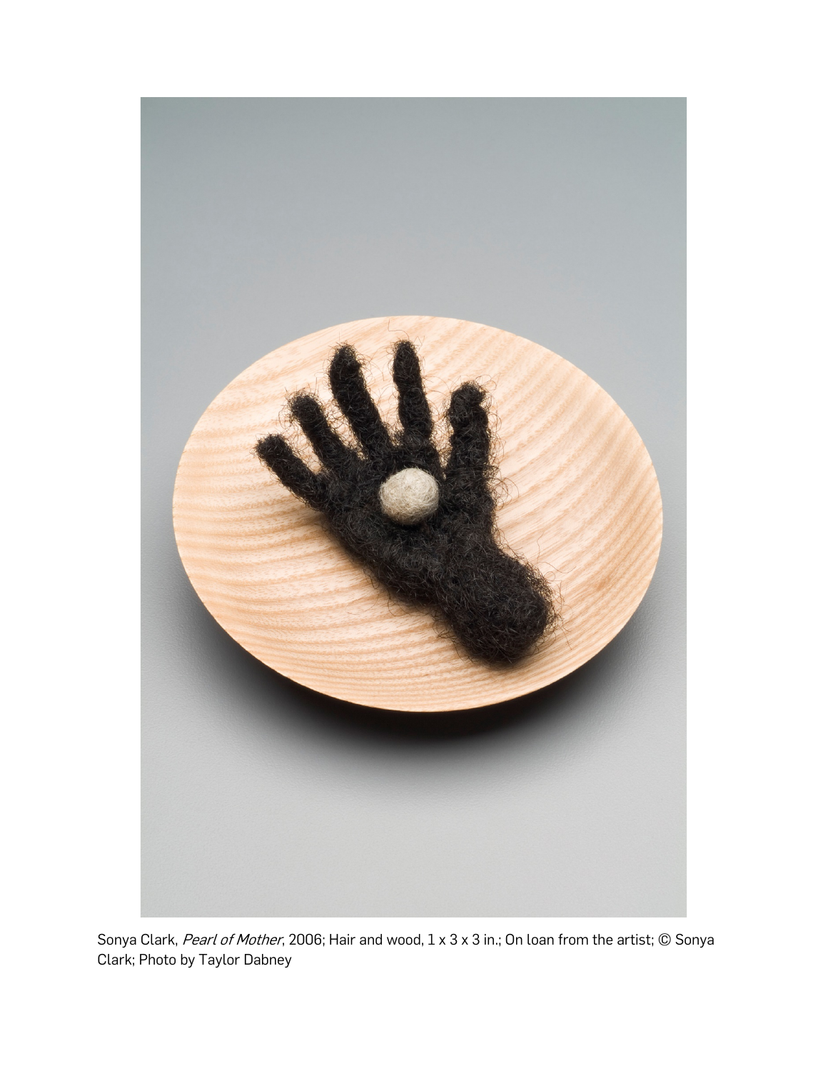Sonya Clark, *Pearl of Mother*, 2006; Hair and wood, 1 x 3 x 3 in.; On loan from the artist; © Sonya Clark; Photo by Taylor Dabney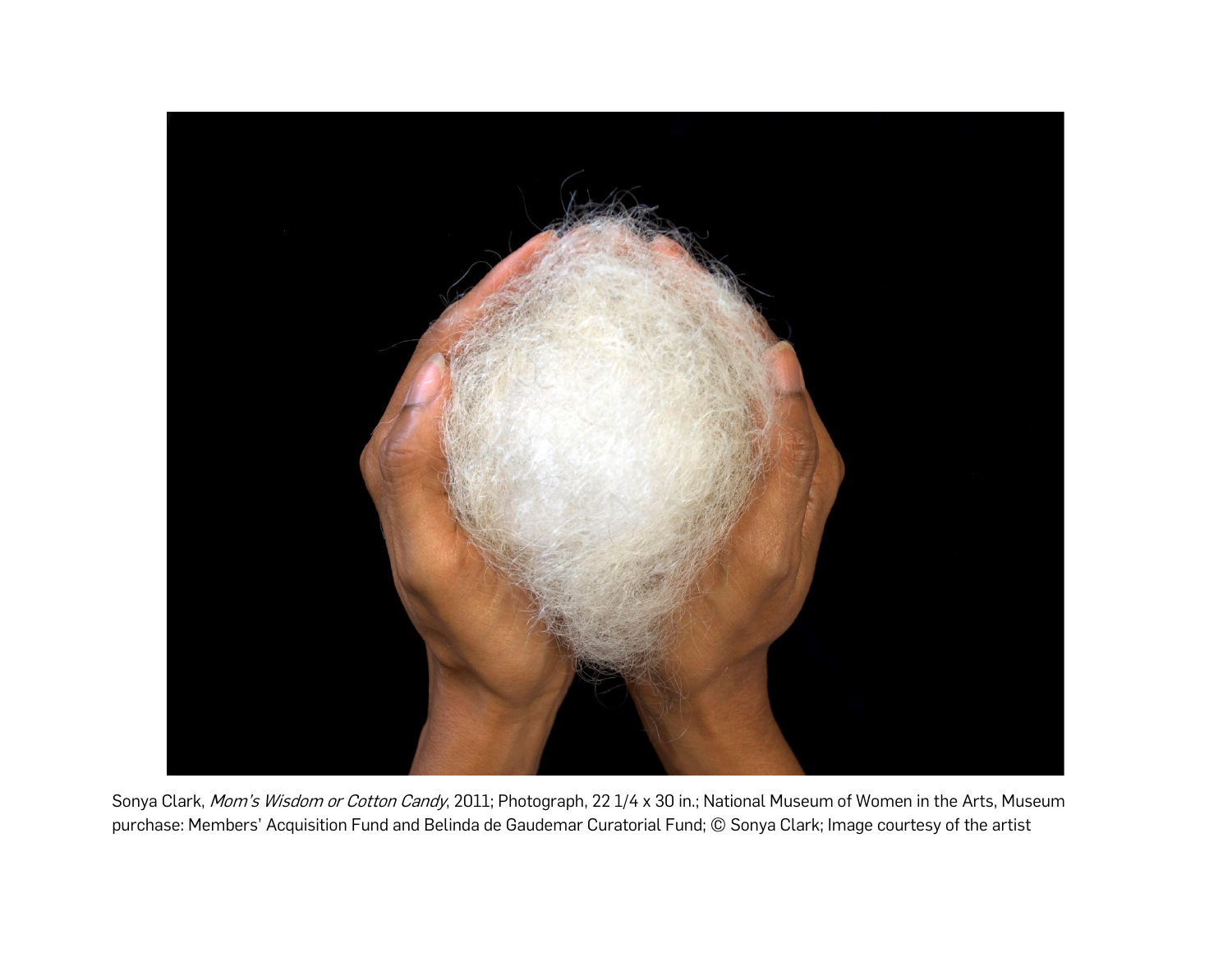Sonya Clark, *Mom's Wisdom or Cotton Candy*, 2011; Photograph, 22 1/4 x 30 in.; National Museum of Women in the Arts, Museum purchase: Members' Acquisition Fund and Belinda de Gaudemar Curatorial Fund; © Sonya Clark; Image courtesy of the artist